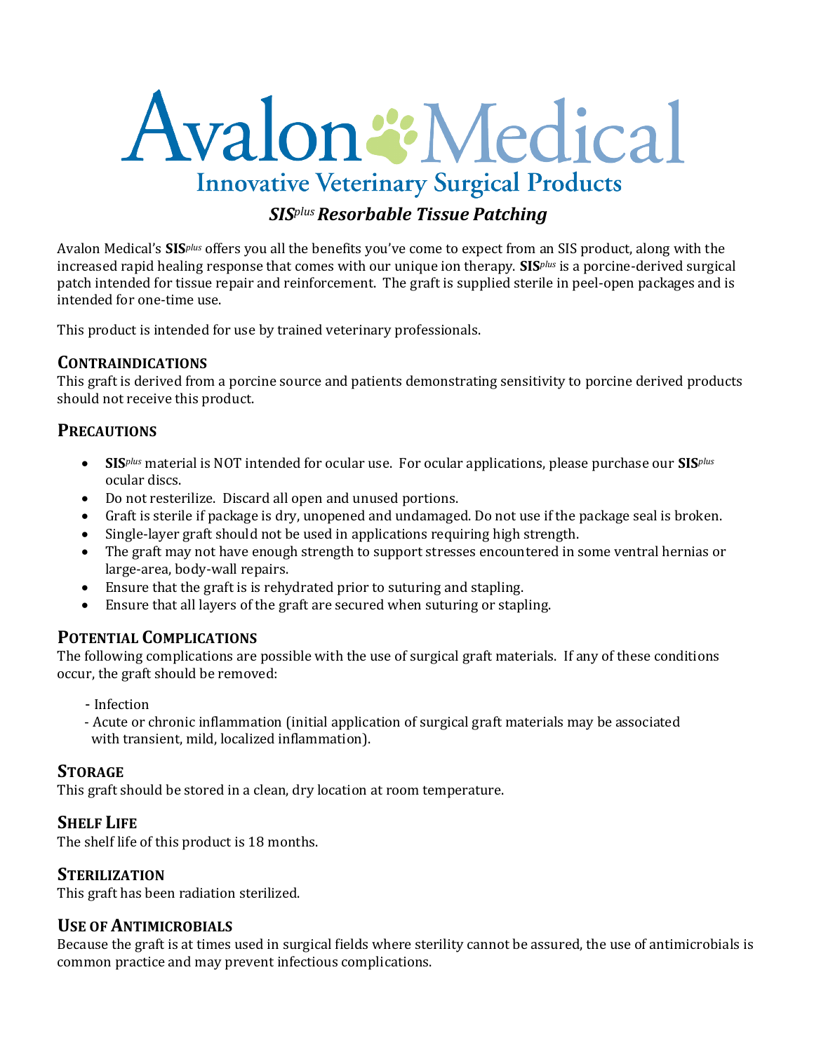# Avalon Medical

## Innovative Veterinary Surgical Products

### *SIS^plus^ Resorbable Tissue Patching*

Avalon Medical's **SIS***plus* offers you all the benefits you've come to expect from an SIS product, along with the increased rapid healing response that comes with our unique ion therapy. **SIS***plus* is a porcine-derived surgical patch intended for tissue repair and reinforcement. The graft is supplied sterile in peel-open packages and is intended for one-time use.

This product is intended for use by trained veterinary professionals.

## CONTRAINDICATIONS

This graft is derived from a porcine source and patients demonstrating sensitivity to porcine derived products should not receive this product.

## PRECAUTIONS

- **SIS***plus* material is NOT intended for ocular use. For ocular applications, please purchase our **SIS***plus* ocular discs.
- Do not resterilize. Discard all open and unused portions.
- Graft is sterile if package is dry, unopened and undamaged. Do not use if the package seal is broken.
- Single-layer graft should not be used in applications requiring high strength.
- The graft may not have enough strength to support stresses encountered in some ventral hernias or large-area, body-wall repairs.
- Ensure that the graft is is rehydrated prior to suturing and stapling.
- Ensure that all layers of the graft are secured when suturing or stapling.

## POTENTIAL COMPLICATIONS

The following complications are possible with the use of surgical graft materials. If any of these conditions occur, the graft should be removed:

- Infection
- Acute or chronic inflammation (initial application of surgical graft materials may be associated with transient, mild, localized inflammation).

## STORAGE

This graft should be stored in a clean, dry location at room temperature.

## SHELF LIFE

The shelf life of this product is 18 months.

## STERILIZATION

This graft has been radiation sterilized.

## USE OF ANTIMICROBIALS

Because the graft is at times used in surgical fields where sterility cannot be assured, the use of antimicrobials is common practice and may prevent infectious complications.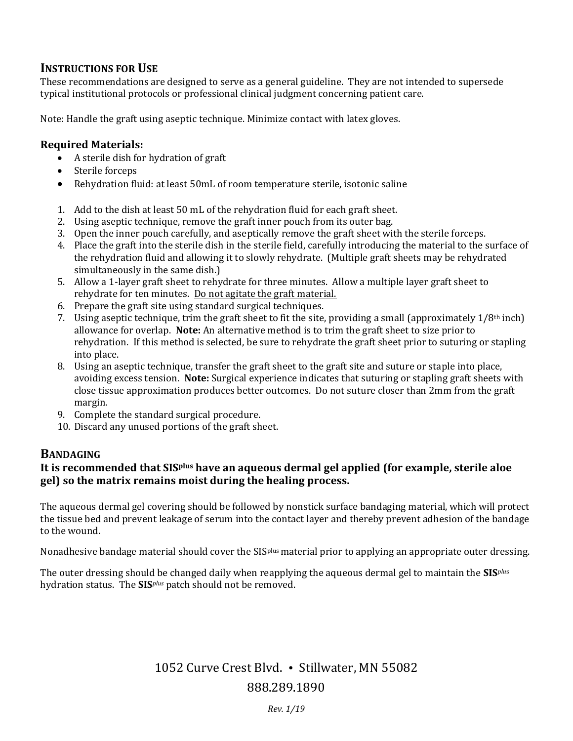## Instructions for Use

These recommendations are designed to serve as a general guideline. They are not intended to supersede typical institutional protocols or professional clinical judgment concerning patient care.

Note: Handle the graft using aseptic technique. Minimize contact with latex gloves.

### Required Materials:

- A sterile dish for hydration of graft
- Sterile forceps
- Rehydration fluid: at least 50mL of room temperature sterile, isotonic saline

1. Add to the dish at least 50 mL of the rehydration fluid for each graft sheet.
2. Using aseptic technique, remove the graft inner pouch from its outer bag.
3. Open the inner pouch carefully, and aseptically remove the graft sheet with the sterile forceps.
4. Place the graft into the sterile dish in the sterile field, carefully introducing the material to the surface of the rehydration fluid and allowing it to slowly rehydrate. (Multiple graft sheets may be rehydrated simultaneously in the same dish.)
5. Allow a 1-layer graft sheet to rehydrate for three minutes. Allow a multiple layer graft sheet to rehydrate for ten minutes. <u>Do not agitate the graft material.</u>
6. Prepare the graft site using standard surgical techniques.
7. Using aseptic technique, trim the graft sheet to fit the site, providing a small (approximately 1/8th inch) allowance for overlap. **Note:** An alternative method is to trim the graft sheet to size prior to rehydration. If this method is selected, be sure to rehydrate the graft sheet prior to suturing or stapling into place.
8. Using an aseptic technique, transfer the graft sheet to the graft site and suture or staple into place, avoiding excess tension. **Note:** Surgical experience indicates that suturing or stapling graft sheets with close tissue approximation produces better outcomes. Do not suture closer than 2mm from the graft margin.
9. Complete the standard surgical procedure.
10. Discard any unused portions of the graft sheet.

## Bandaging

**It is recommended that SIS<sup>plus</sup> have an aqueous dermal gel applied (for example, sterile aloe gel) so the matrix remains moist during the healing process.**

The aqueous dermal gel covering should be followed by nonstick surface bandaging material, which will protect the tissue bed and prevent leakage of serum into the contact layer and thereby prevent adhesion of the bandage to the wound.

Nonadhesive bandage material should cover the SIS<sup>plus</sup> material prior to applying an appropriate outer dressing.

The outer dressing should be changed daily when reapplying the aqueous dermal gel to maintain the **SIS***<sup>plus</sup>* hydration status. The **SIS***<sup>plus</sup>* patch should not be removed.

1052 Curve Crest Blvd. • Stillwater, MN 55082

888.289.1890

*Rev. 1/19*